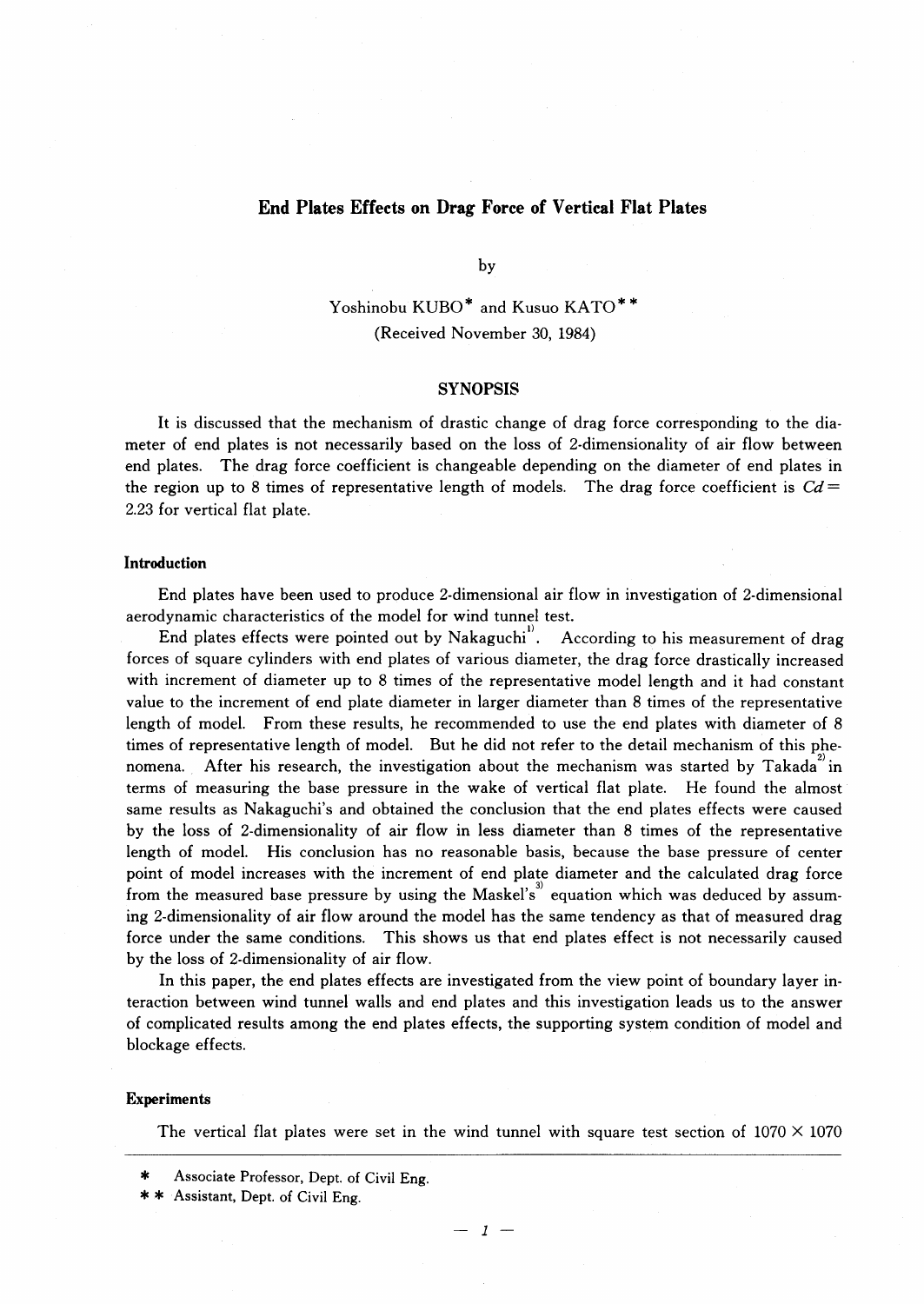# End Plates Effects on Drag Force of Vertical Flat Plates

by

Yoshinobu KUBO* and Kusuo KATO**

(Received November 30, 1984)

## SYNOPSIS

It is discussed that the mechanism of drastic change of drag force corresponding to the diameter of end plates is not necessarily based on the loss of 2-dimensionality of air flow between end plates. The drag force coefficient is changeable depending on the diameter of end plates in the region up to 8 times of representative length of models. The drag force coefficient is $Cd = 2.23$ for vertical flat plate.

### Introduction

End plates have been used to produce 2-dimensional air flow in investigation of 2-dimensional aerodynamic characteristics of the model for wind tunnel test.

End plates effects were pointed out by Nakaguchi[1]. According to his measurement of drag forces of square cylinders with end plates of various diameter, the drag force drastically increased with increment of diameter up to 8 times of the representative model length and it had constant value to the increment of end plate diameter in larger diameter than 8 times of the representative length of model. From these results, he recommended to use the end plates with diameter of 8 times of representative length of model. But he did not refer to the detail mechanism of this phenomena. After his research, the investigation about the mechanism was started by Takada[2] in terms of measuring the base pressure in the wake of vertical flat plate. He found the almost same results as Nakaguchi's and obtained the conclusion that the end plates effects were caused by the loss of 2-dimensionality of air flow in less diameter than 8 times of the representative length of model. His conclusion has no reasonable basis, because the base pressure of center point of model increases with the increment of end plate diameter and the calculated drag force from the measured base pressure by using the Maskel's[3] equation which was deduced by assuming 2-dimensionality of air flow around the model has the same tendency as that of measured drag force under the same conditions. This shows us that end plates effect is not necessarily caused by the loss of 2-dimensionality of air flow.

In this paper, the end plates effects are investigated from the view point of boundary layer interaction between wind tunnel walls and end plates and this investigation leads us to the answer of complicated results among the end plates effects, the supporting system condition of model and blockage effects.

### Experiments

The vertical flat plates were set in the wind tunnel with square test section of 1070 × 1070

---

* Associate Professor, Dept. of Civil Eng.

** Assistant, Dept. of Civil Eng.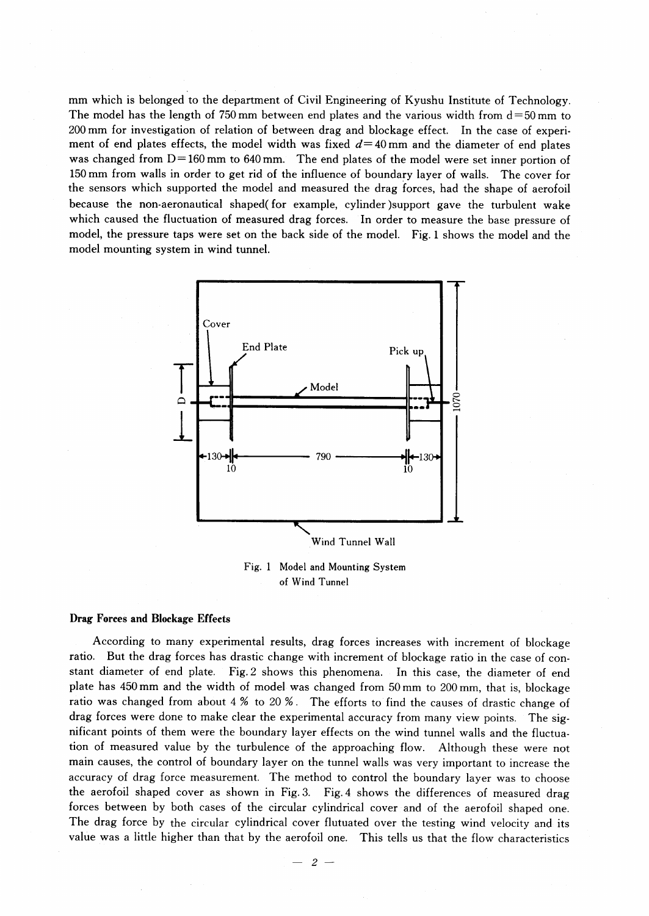mm which is belonged to the department of Civil Engineering of Kyushu Institute of Technology. The model has the length of 750 mm between end plates and the various width from d = 50 mm to 200 mm for investigation of relation of between drag and blockage effect. In the case of experiment of end plates effects, the model width was fixed $d$ = 40 mm and the diameter of end plates was changed from D = 160 mm to 640 mm. The end plates of the model were set inner portion of 150 mm from walls in order to get rid of the influence of boundary layer of walls. The cover for the sensors which supported the model and measured the drag forces, had the shape of aerofoil because the non-aeronautical shaped( for example, cylinder )support gave the turbulent wake which caused the fluctuation of measured drag forces. In order to measure the base pressure of model, the pressure taps were set on the back side of the model. Fig. 1 shows the model and the model mounting system in wind tunnel.

Fig. 1 Model and Mounting System of Wind Tunnel

### Drag Forces and Blockage Effects

According to many experimental results, drag forces increases with increment of blockage ratio. But the drag forces has drastic change with increment of blockage ratio in the case of constant diameter of end plate. Fig. 2 shows this phenomena. In this case, the diameter of end plate has 450 mm and the width of model was changed from 50 mm to 200 mm, that is, blockage ratio was changed from about 4 % to 20 %. The efforts to find the causes of drastic change of drag forces were done to make clear the experimental accuracy from many view points. The significant points of them were the boundary layer effects on the wind tunnel walls and the fluctuation of measured value by the turbulence of the approaching flow. Although these were not main causes, the control of boundary layer on the tunnel walls was very important to increase the accuracy of drag force measurement. The method to control the boundary layer was to choose the aerofoil shaped cover as shown in Fig. 3. Fig. 4 shows the differences of measured drag forces between by both cases of the circular cylindrical cover and of the aerofoil shaped one. The drag force by the circular cylindrical cover flutuated over the testing wind velocity and its value was a little higher than that by the aerofoil one. This tells us that the flow characteristics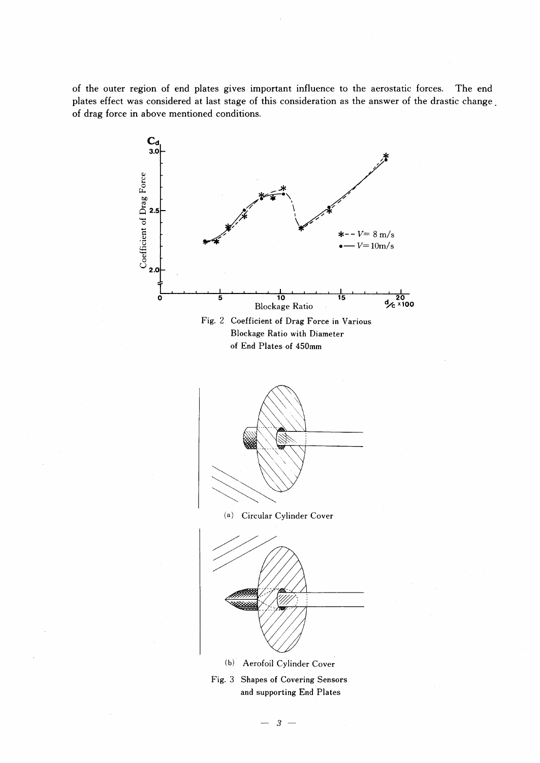of the outer region of end plates gives important influence to the aerostatic forces. The end plates effect was considered at last stage of this consideration as the answer of the drastic change of drag force in above mentioned conditions.

Fig. 2 Coefficient of Drag Force in Various Blockage Ratio with Diameter of End Plates of 450mm

(a) Circular Cylinder Cover

(b) Aerofoil Cylinder Cover

Fig. 3 Shapes of Covering Sensors and supporting End Plates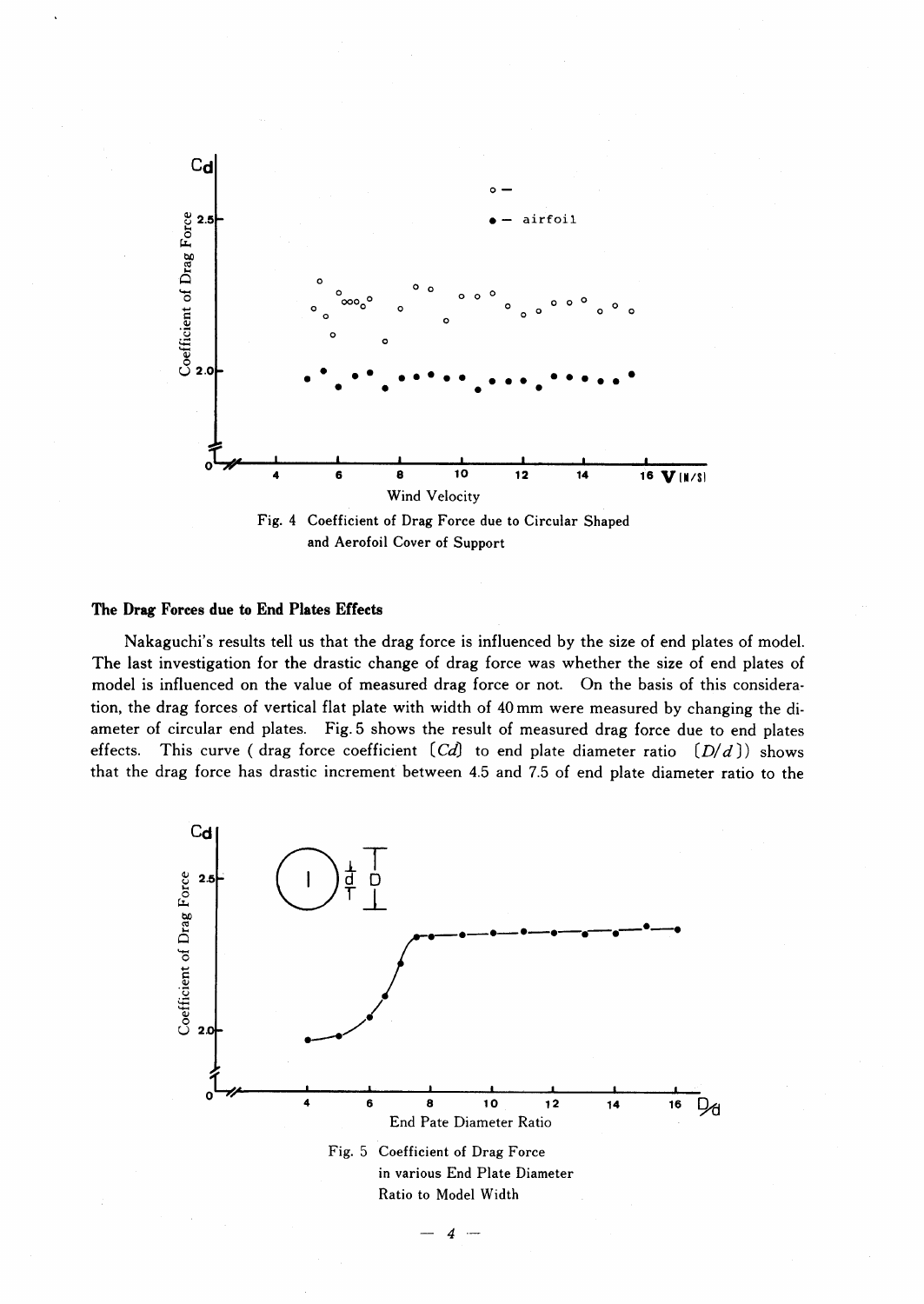Fig. 4 Coefficient of Drag Force due to Circular Shaped and Aerofoil Cover of Support

### The Drag Forces due to End Plates Effects

Nakaguchi's results tell us that the drag force is influenced by the size of end plates of model. The last investigation for the drastic change of drag force was whether the size of end plates of model is influenced on the value of measured drag force or not. On the basis of this consideration, the drag forces of vertical flat plate with width of 40 mm were measured by changing the diameter of circular end plates. Fig. 5 shows the result of measured drag force due to end plates effects. This curve ( drag force coefficient [$Cd$] to end plate diameter ratio [$D/d$]) shows that the drag force has drastic increment between 4.5 and 7.5 of end plate diameter ratio to the

Fig. 5 Coefficient of Drag Force in various End Plate Diameter Ratio to Model Width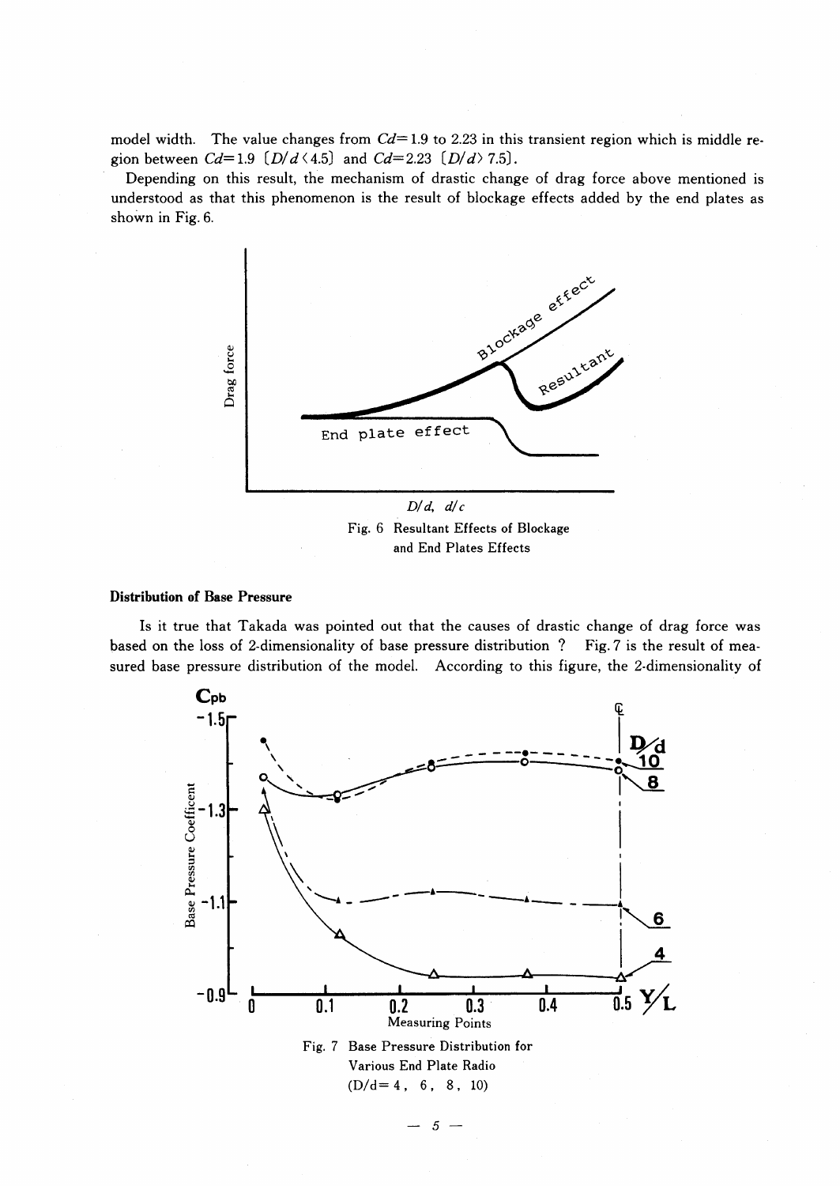model width. The value changes from $Cd=1.9$ to 2.23 in this transient region which is middle region between $Cd=1.9$ [$D/d<4.5$] and $Cd=2.23$ [$D/d>7.5$].

Depending on this result, the mechanism of drastic change of drag force above mentioned is understood as that this phenomenon is the result of blockage effects added by the end plates as shown in Fig. 6.

Fig. 6 Resultant Effects of Blockage and End Plates Effects

### Distribution of Base Pressure

Is it true that Takada was pointed out that the causes of drastic change of drag force was based on the loss of 2-dimensionality of base pressure distribution ? Fig. 7 is the result of measured base pressure distribution of the model. According to this figure, the 2-dimensionality of

Fig. 7 Base Pressure Distribution for Various End Plate Radio (D/d= 4, 6, 8, 10)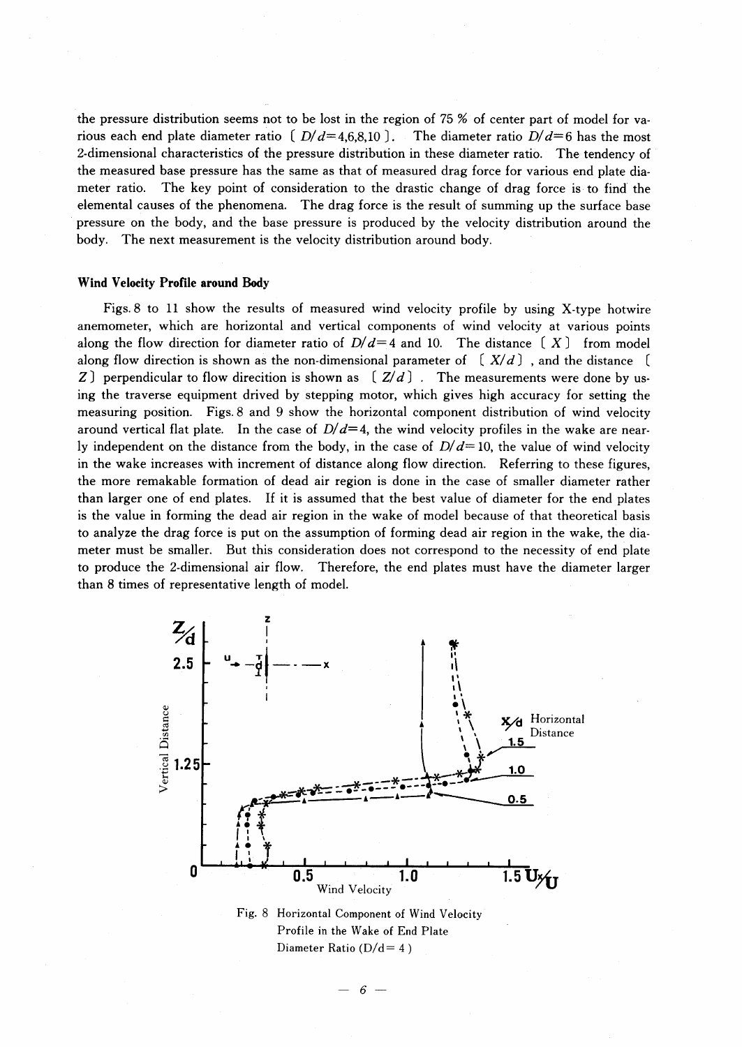the pressure distribution seems not to be lost in the region of 75 % of center part of model for various each end plate diameter ratio [ $D/d$=4,6,8,10 ]. The diameter ratio $D/d$=6 has the most 2-dimensional characteristics of the pressure distribution in these diameter ratio. The tendency of the measured base pressure has the same as that of measured drag force for various end plate diameter ratio. The key point of consideration to the drastic change of drag force is to find the elemental causes of the phenomena. The drag force is the result of summing up the surface base pressure on the body, and the base pressure is produced by the velocity distribution around the body. The next measurement is the velocity distribution around body.

### Wind Velocity Profile around Body

Figs. 8 to 11 show the results of measured wind velocity profile by using X-type hotwire anemometer, which are horizontal and vertical components of wind velocity at various points along the flow direction for diameter ratio of $D/d$=4 and 10. The distance [ $X$ ] from model along flow direction is shown as the non-dimensional parameter of [ $X/d$ ] , and the distance [ $Z$ ] perpendicular to flow direcition is shown as [ $Z/d$ ] . The measurements were done by using the traverse equipment drived by stepping motor, which gives high accuracy for setting the measuring position. Figs. 8 and 9 show the horizontal component distribution of wind velocity around vertical flat plate. In the case of $D/d$=4, the wind velocity profiles in the wake are nearly independent on the distance from the body, in the case of $D/d$=10, the value of wind velocity in the wake increases with increment of distance along flow direction. Referring to these figures, the more remakable formation of dead air region is done in the case of smaller diameter rather than larger one of end plates. If it is assumed that the best value of diameter for the end plates is the value in forming the dead air region in the wake of model because of that theoretical basis to analyze the drag force is put on the assumption of forming dead air region in the wake, the diameter must be smaller. But this consideration does not correspond to the necessity of end plate to produce the 2-dimensional air flow. Therefore, the end plates must have the diameter larger than 8 times of representative length of model.

Fig. 8 Horizontal Component of Wind Velocity Profile in the Wake of End Plate Diameter Ratio (D/d= 4 )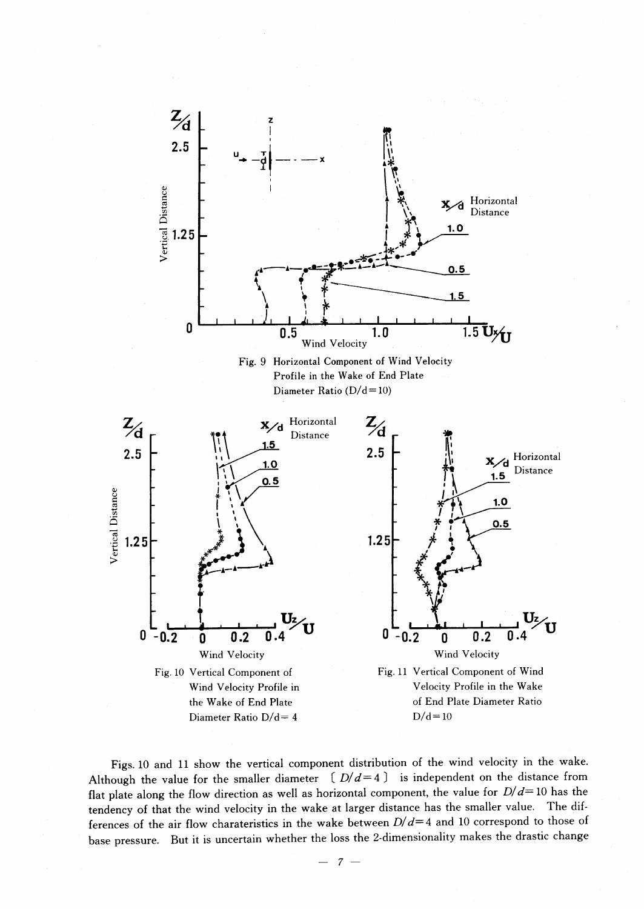Fig. 9 Horizontal Component of Wind Velocity Profile in the Wake of End Plate Diameter Ratio (D/d=10)

Fig. 10 Vertical Component of Wind Velocity Profile in the Wake of End Plate Diameter Ratio D/d= 4

Fig. 11 Vertical Component of Wind Velocity Profile in the Wake of End Plate Diameter Ratio D/d=10

Figs. 10 and 11 show the vertical component distribution of the wind velocity in the wake. Although the value for the smaller diameter [ $D/d=4$ ] is independent on the distance from flat plate along the flow direction as well as horizontal component, the value for $D/d=10$ has the tendency of that the wind velocity in the wake at larger distance has the smaller value. The differences of the air flow charateristics in the wake between $D/d=4$ and 10 correspond to those of base pressure. But it is uncertain whether the loss the 2-dimensionality makes the drastic change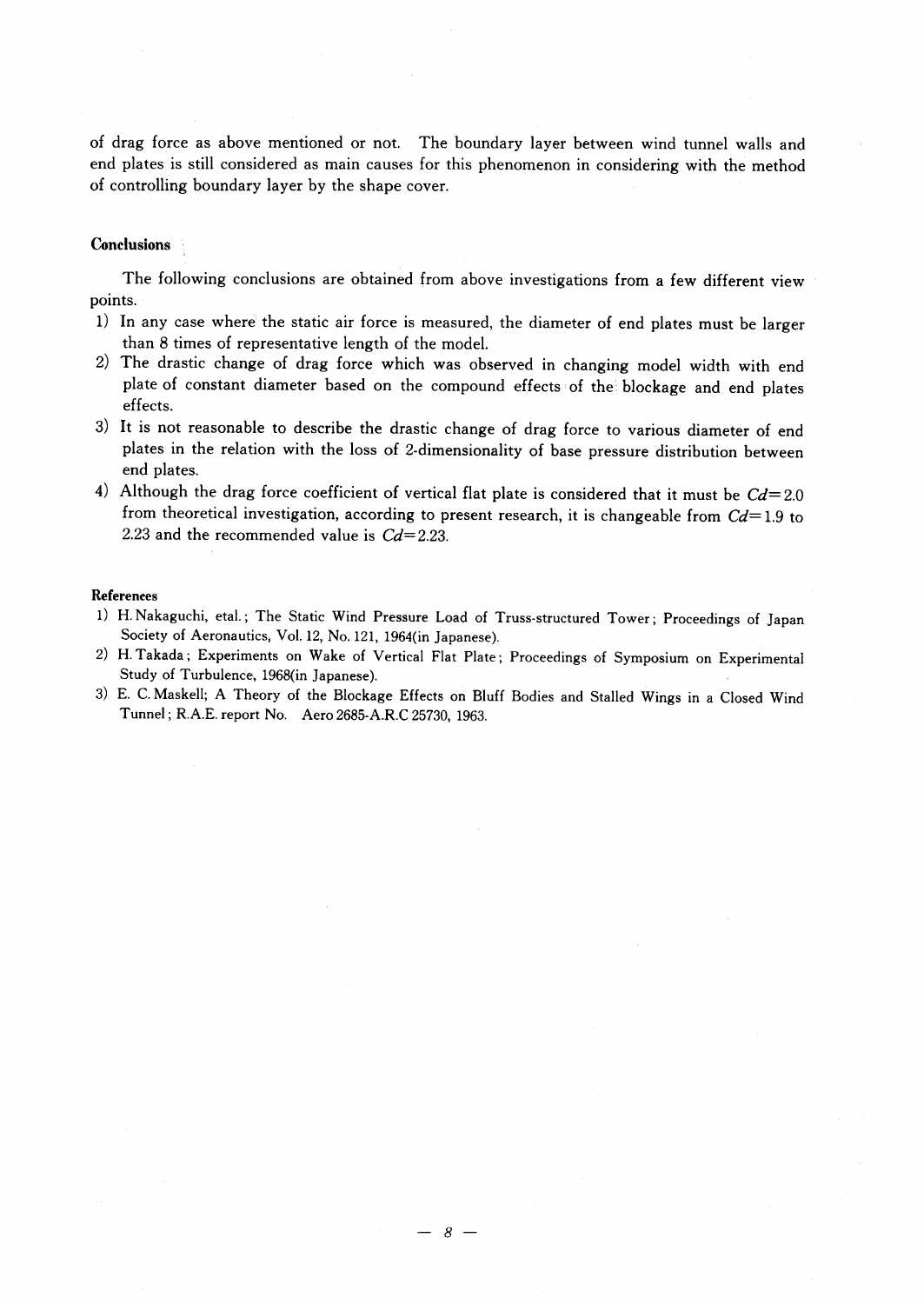of drag force as above mentioned or not. The boundary layer between wind tunnel walls and end plates is still considered as main causes for this phenomenon in considering with the method of controlling boundary layer by the shape cover.

## Conclusions

The following conclusions are obtained from above investigations from a few different view points.

1) In any case where the static air force is measured, the diameter of end plates must be larger than 8 times of representative length of the model.
2) The drastic change of drag force which was observed in changing model width with end plate of constant diameter based on the compound effects of the blockage and end plates effects.
3) It is not reasonable to describe the drastic change of drag force to various diameter of end plates in the relation with the loss of 2-dimensionality of base pressure distribution between end plates.
4) Although the drag force coefficient of vertical flat plate is considered that it must be $Cd=2.0$ from theoretical investigation, according to present research, it is changeable from $Cd=1.9$ to 2.23 and the recommended value is $Cd=2.23$.

## References

1) H. Nakaguchi, etal.; The Static Wind Pressure Load of Truss-structured Tower; Proceedings of Japan Society of Aeronautics, Vol. 12, No. 121, 1964(in Japanese).
2) H. Takada; Experiments on Wake of Vertical Flat Plate; Proceedings of Symposium on Experimental Study of Turbulence, 1968(in Japanese).
3) E. C. Maskell; A Theory of the Blockage Effects on Bluff Bodies and Stalled Wings in a Closed Wind Tunnel; R.A.E. report No. Aero 2685-A.R.C 25730, 1963.